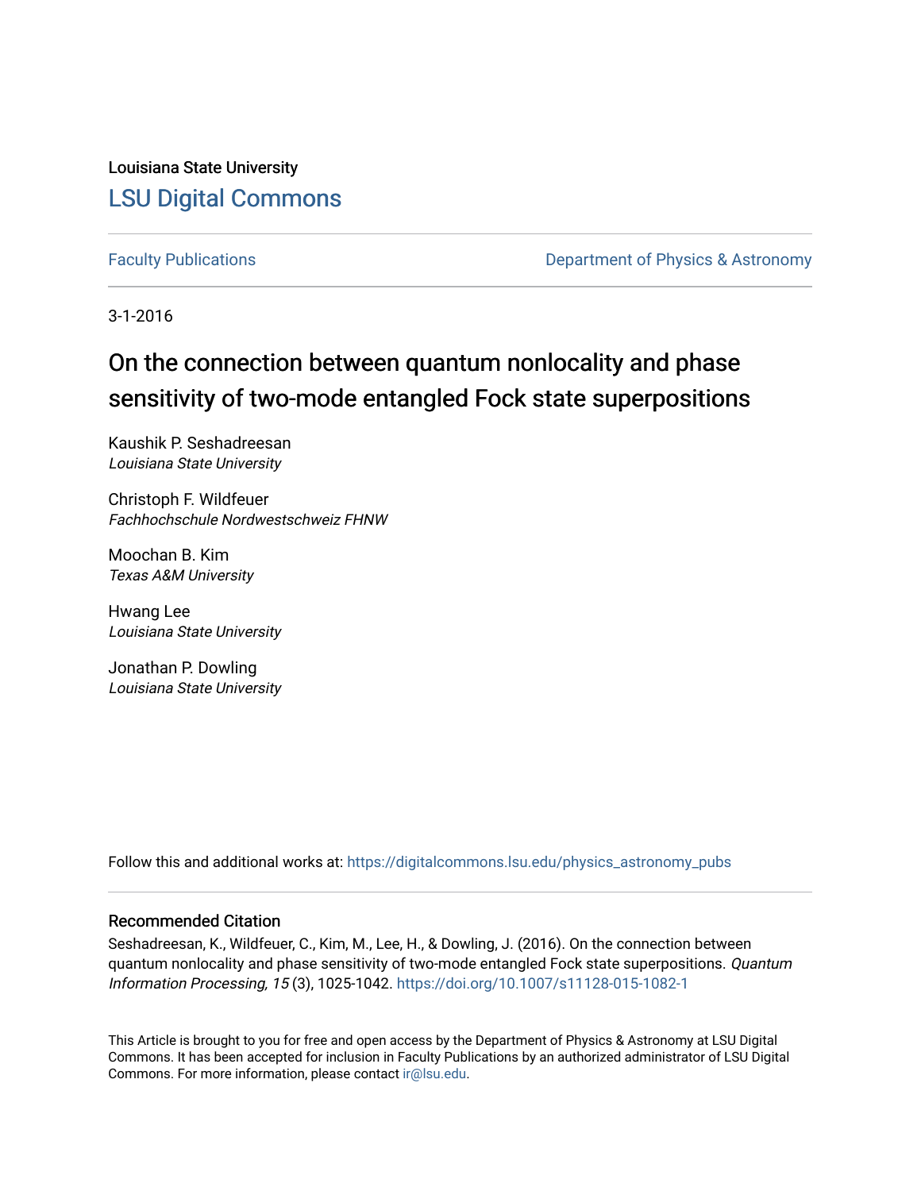Louisiana State University

# LSU Digital Commons

Faculty Publications | Department of Physics & Astronomy

3-1-2016

## On the connection between quantum nonlocality and phase sensitivity of two-mode entangled Fock state superpositions

Kaushik P. Seshadreesan
*Louisiana State University*

Christoph F. Wildfeuer
*Fachhochschule Nordwestschweiz FHNW*

Moochan B. Kim
*Texas A&M University*

Hwang Lee
*Louisiana State University*

Jonathan P. Dowling
*Louisiana State University*

Follow this and additional works at: https://digitalcommons.lsu.edu/physics_astronomy_pubs

### Recommended Citation

Seshadreesan, K., Wildfeuer, C., Kim, M., Lee, H., & Dowling, J. (2016). On the connection between quantum nonlocality and phase sensitivity of two-mode entangled Fock state superpositions. *Quantum Information Processing, 15* (3), 1025-1042. https://doi.org/10.1007/s11128-015-1082-1

This Article is brought to you for free and open access by the Department of Physics & Astronomy at LSU Digital Commons. It has been accepted for inclusion in Faculty Publications by an authorized administrator of LSU Digital Commons. For more information, please contact ir@lsu.edu.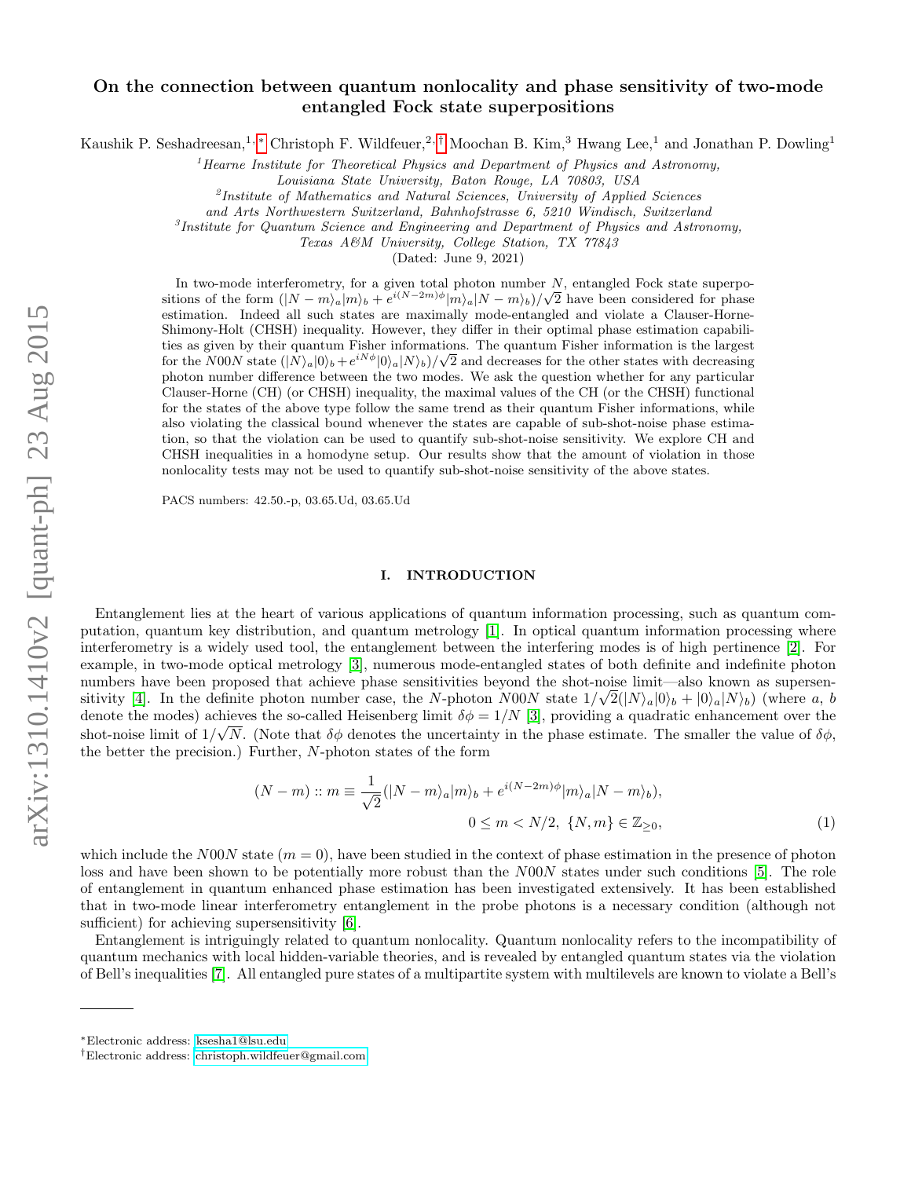# On the connection between quantum nonlocality and phase sensitivity of two-mode entangled Fock state superpositions

Kaushik P. Seshadreesan,[1,*] Christoph F. Wildfeuer,[2,†] Moochan B. Kim,[3] Hwang Lee,[1] and Jonathan P. Dowling[1]

[1] *Hearne Institute for Theoretical Physics and Department of Physics and Astronomy, Louisiana State University, Baton Rouge, LA 70803, USA*

[2] *Institute of Mathematics and Natural Sciences, University of Applied Sciences and Arts Northwestern Switzerland, Bahnhofstrasse 6, 5210 Windisch, Switzerland*

[3] *Institute for Quantum Science and Engineering and Department of Physics and Astronomy, Texas A&M University, College Station, TX 77843*

(Dated: June 9, 2021)

In two-mode interferometry, for a given total photon number $N$, entangled Fock state superpositions of the form $(|N-m\rangle_a|m\rangle_b + e^{i(N-2m)\phi}|m\rangle_a|N-m\rangle_b)/\sqrt{2}$ have been considered for phase estimation. Indeed all such states are maximally mode-entangled and violate a Clauser-Horne-Shimony-Holt (CHSH) inequality. However, they differ in their optimal phase estimation capabilities as given by their quantum Fisher informations. The quantum Fisher information is the largest for the $N00N$ state $(|N\rangle_a|0\rangle_b + e^{iN\phi}|0\rangle_a|N\rangle_b)/\sqrt{2}$ and decreases for the other states with decreasing photon number difference between the two modes. We ask the question whether for any particular Clauser-Horne (CH) (or CHSH) inequality, the maximal values of the CH (or the CHSH) functional for the states of the above type follow the same trend as their quantum Fisher informations, while also violating the classical bound whenever the states are capable of sub-shot-noise phase estimation, so that the violation can be used to quantify sub-shot-noise sensitivity. We explore CH and CHSH inequalities in a homodyne setup. Our results show that the amount of violation in those nonlocality tests may not be used to quantify sub-shot-noise sensitivity of the above states.

PACS numbers: 42.50.-p, 03.65.Ud, 03.65.Ud

## I. INTRODUCTION

Entanglement lies at the heart of various applications of quantum information processing, such as quantum computation, quantum key distribution, and quantum metrology [1]. In optical quantum information processing where interferometry is a widely used tool, the entanglement between the interfering modes is of high pertinence [2]. For example, in two-mode optical metrology [3], numerous mode-entangled states of both definite and indefinite photon numbers have been proposed that achieve phase sensitivities beyond the shot-noise limit—also known as supersensitivity [4]. In the definite photon number case, the $N$-photon $N00N$ state $1/\sqrt{2}(|N\rangle_a|0\rangle_b + |0\rangle_a|N\rangle_b)$ (where $a$, $b$ denote the modes) achieves the so-called Heisenberg limit $\delta\phi = 1/N$ [3], providing a quadratic enhancement over the shot-noise limit of $1/\sqrt{N}$. (Note that $\delta\phi$ denotes the uncertainty in the phase estimate. The smaller the value of $\delta\phi$, the better the precision.) Further, $N$-photon states of the form

$$(N-m) :: m \equiv \frac{1}{\sqrt{2}}(|N-m\rangle_a|m\rangle_b + e^{i(N-2m)\phi}|m\rangle_a|N-m\rangle_b), \quad 0 \le m < N/2,\ \{N,m\} \in \mathbb{Z}_{\ge 0}, \tag{1}$$

which include the $N00N$ state ($m=0$), have been studied in the context of phase estimation in the presence of photon loss and have been shown to be potentially more robust than the $N00N$ states under such conditions [5]. The role of entanglement in quantum enhanced phase estimation has been investigated extensively. It has been established that in two-mode linear interferometry entanglement in the probe photons is a necessary condition (although not sufficient) for achieving supersensitivity [6].

Entanglement is intriguingly related to quantum nonlocality. Quantum nonlocality refers to the incompatibility of quantum mechanics with local hidden-variable theories, and is revealed by entangled quantum states via the violation of Bell's inequalities [7]. All entangled pure states of a multipartite system with multilevels are known to violate a Bell's

*Electronic address: ksesha1@lsu.edu
†Electronic address: christoph.wildfeuer@gmail.com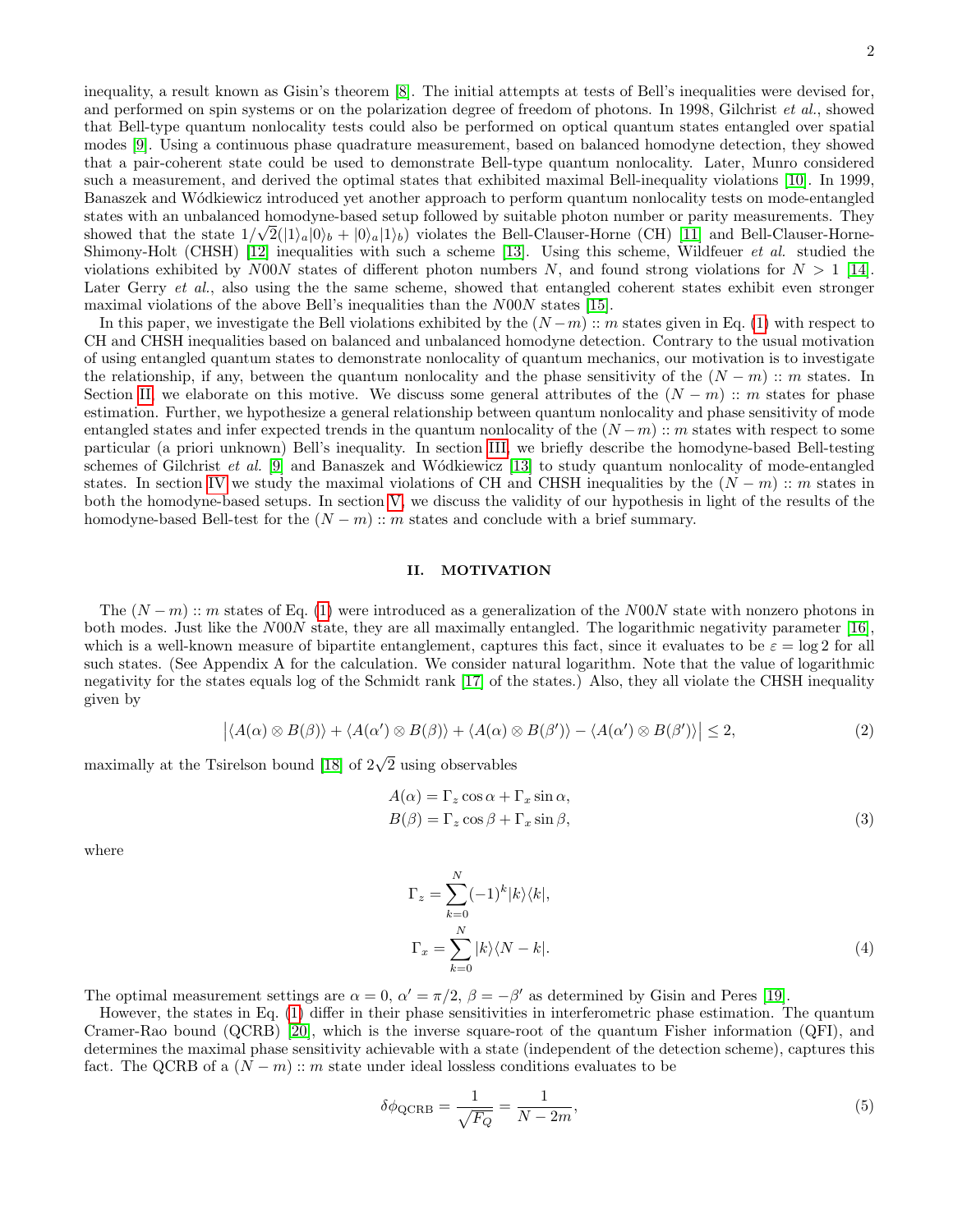inequality, a result known as Gisin's theorem [8]. The initial attempts at tests of Bell's inequalities were devised for, and performed on spin systems or on the polarization degree of freedom of photons. In 1998, Gilchrist *et al.*, showed that Bell-type quantum nonlocality tests could also be performed on optical quantum states entangled over spatial modes [9]. Using a continuous phase quadrature measurement, based on balanced homodyne detection, they showed that a pair-coherent state could be used to demonstrate Bell-type quantum nonlocality. Later, Munro considered such a measurement, and derived the optimal states that exhibited maximal Bell-inequality violations [10]. In 1999, Banaszek and Wódkiewicz introduced yet another approach to perform quantum nonlocality tests on mode-entangled states with an unbalanced homodyne-based setup followed by suitable photon number or parity measurements. They showed that the state $1/\sqrt{2}(|1\rangle_a|0\rangle_b + |0\rangle_a|1\rangle_b)$ violates the Bell-Clauser-Horne (CH) [11] and Bell-Clauser-Horne-Shimony-Holt (CHSH) [12] inequalities with such a scheme [13]. Using this scheme, Wildfeuer *et al.* studied the violations exhibited by $N00N$ states of different photon numbers $N$, and found strong violations for $N > 1$ [14]. Later Gerry *et al.*, also using the the same scheme, showed that entangled coherent states exhibit even stronger maximal violations of the above Bell's inequalities than the $N00N$ states [15].

In this paper, we investigate the Bell violations exhibited by the $(N-m) :: m$ states given in Eq. (1) with respect to CH and CHSH inequalities based on balanced and unbalanced homodyne detection. Contrary to the usual motivation of using entangled quantum states to demonstrate nonlocality of quantum mechanics, our motivation is to investigate the relationship, if any, between the quantum nonlocality and the phase sensitivity of the $(N-m) :: m$ states. In Section II, we elaborate on this motive. We discuss some general attributes of the $(N-m) :: m$ states for phase estimation. Further, we hypothesize a general relationship between quantum nonlocality and phase sensitivity of mode entangled states and infer expected trends in the quantum nonlocality of the $(N-m) :: m$ states with respect to some particular (a priori unknown) Bell's inequality. In section III, we briefly describe the homodyne-based Bell-testing schemes of Gilchrist *et al.* [9] and Banaszek and Wódkiewicz [13] to study quantum nonlocality of mode-entangled states. In section IV we study the maximal violations of CH and CHSH inequalities by the $(N-m) :: m$ states in both the homodyne-based setups. In section V, we discuss the validity of our hypothesis in light of the results of the homodyne-based Bell-test for the $(N-m) :: m$ states and conclude with a brief summary.

## II. MOTIVATION

The $(N-m) :: m$ states of Eq. (1) were introduced as a generalization of the $N00N$ state with nonzero photons in both modes. Just like the $N00N$ state, they are all maximally entangled. The logarithmic negativity parameter [16], which is a well-known measure of bipartite entanglement, captures this fact, since it evaluates to be $\varepsilon = \log 2$ for all such states. (See Appendix A for the calculation. We consider natural logarithm. Note that the value of logarithmic negativity for the states equals log of the Schmidt rank [17] of the states.) Also, they all violate the CHSH inequality given by

$$\left|\langle A(\alpha)\otimes B(\beta)\rangle + \langle A(\alpha')\otimes B(\beta)\rangle + \langle A(\alpha)\otimes B(\beta')\rangle - \langle A(\alpha')\otimes B(\beta')\rangle\right| \leq 2, \tag{2}$$

maximally at the Tsirelson bound [18] of $2\sqrt{2}$ using observables

$$\begin{aligned} A(\alpha) &= \Gamma_z \cos\alpha + \Gamma_x \sin\alpha, \\ B(\beta) &= \Gamma_z \cos\beta + \Gamma_x \sin\beta, \end{aligned} \tag{3}$$

where

$$\begin{aligned} \Gamma_z &= \sum_{k=0}^{N} (-1)^k |k\rangle\langle k|, \\ \Gamma_x &= \sum_{k=0}^{N} |k\rangle\langle N-k|. \end{aligned} \tag{4}$$

The optimal measurement settings are $\alpha = 0$, $\alpha' = \pi/2$, $\beta = -\beta'$ as determined by Gisin and Peres [19].

However, the states in Eq. (1) differ in their phase sensitivities in interferometric phase estimation. The quantum Cramer-Rao bound (QCRB) [20], which is the inverse square-root of the quantum Fisher information (QFI), and determines the maximal phase sensitivity achievable with a state (independent of the detection scheme), captures this fact. The QCRB of a $(N-m) :: m$ state under ideal lossless conditions evaluates to be

$$\delta\phi_{\text{QCRB}} = \frac{1}{\sqrt{F_Q}} = \frac{1}{N-2m}, \tag{5}$$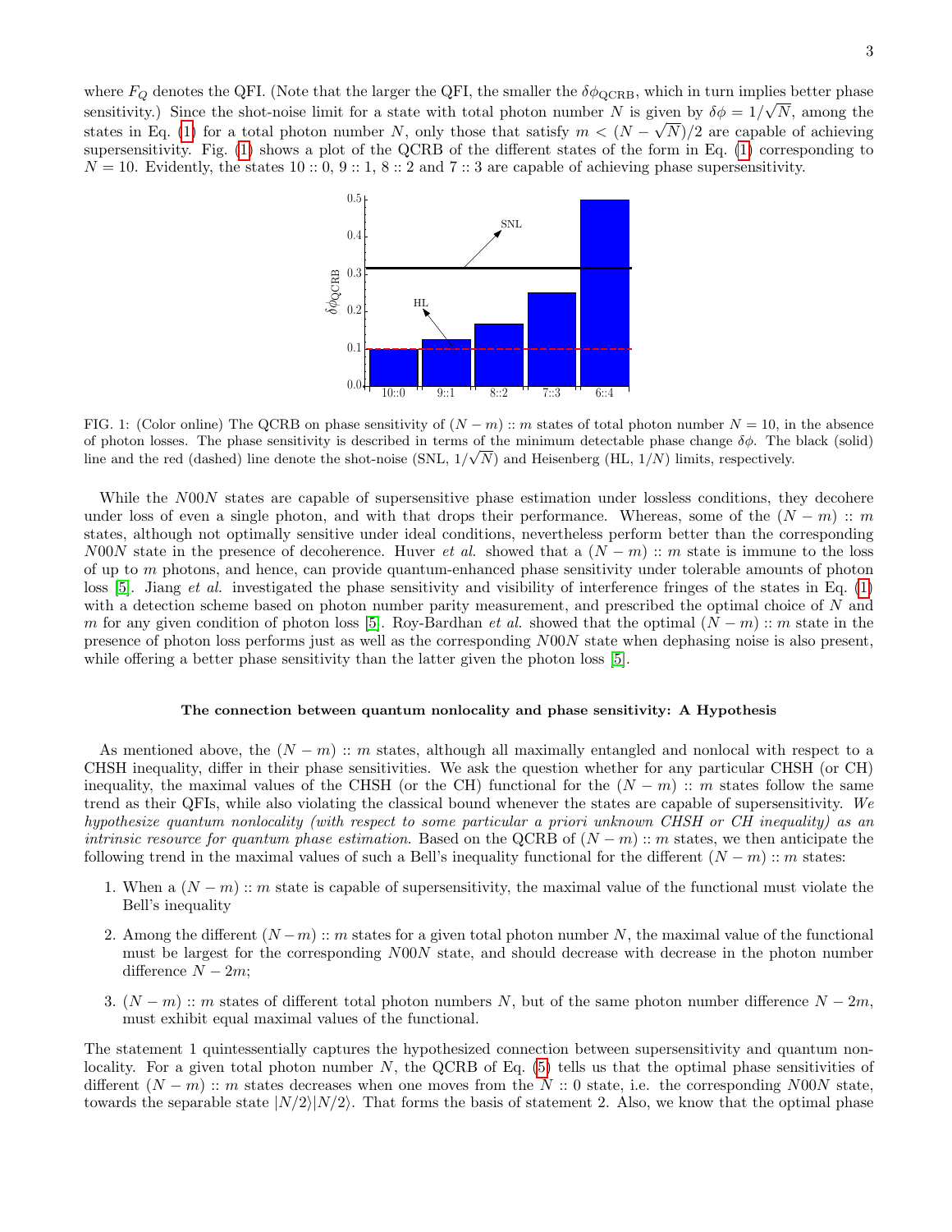where $F_Q$ denotes the QFI. (Note that the larger the QFI, the smaller the $\delta\phi_{\text{QCRB}}$, which in turn implies better phase sensitivity.) Since the shot-noise limit for a state with total photon number $N$ is given by $\delta\phi = 1/\sqrt{N}$, among the states in Eq. (1) for a total photon number $N$, only those that satisfy $m < (N - \sqrt{N})/2$ are capable of achieving supersensitivity. Fig. (1) shows a plot of the QCRB of the different states of the form in Eq. (1) corresponding to $N = 10$. Evidently, the states $10 :: 0$, $9 :: 1$, $8 :: 2$ and $7 :: 3$ are capable of achieving phase supersensitivity.

FIG. 1: (Color online) The QCRB on phase sensitivity of $(N - m) :: m$ states of total photon number $N = 10$, in the absence of photon losses. The phase sensitivity is described in terms of the minimum detectable phase change $\delta\phi$. The black (solid) line and the red (dashed) line denote the shot-noise (SNL, $1/\sqrt{N}$) and Heisenberg (HL, $1/N$) limits, respectively.

While the $N00N$ states are capable of supersensitive phase estimation under lossless conditions, they decohere under loss of even a single photon, and with that drops their performance. Whereas, some of the $(N - m) :: m$ states, although not optimally sensitive under ideal conditions, nevertheless perform better than the corresponding $N00N$ state in the presence of decoherence. Huver *et al.* showed that a $(N - m) :: m$ state is immune to the loss of up to $m$ photons, and hence, can provide quantum-enhanced phase sensitivity under tolerable amounts of photon loss [5]. Jiang *et al.* investigated the phase sensitivity and visibility of interference fringes of the states in Eq. (1) with a detection scheme based on photon number parity measurement, and prescribed the optimal choice of $N$ and $m$ for any given condition of photon loss [5]. Roy-Bardhan *et al.* showed that the optimal $(N - m) :: m$ state in the presence of photon loss performs just as well as the corresponding $N00N$ state when dephasing noise is also present, while offering a better phase sensitivity than the latter given the photon loss [5].

**The connection between quantum nonlocality and phase sensitivity: A Hypothesis**

As mentioned above, the $(N - m) :: m$ states, although all maximally entangled and nonlocal with respect to a CHSH inequality, differ in their phase sensitivities. We ask the question whether for any particular CHSH (or CH) inequality, the maximal values of the CHSH (or the CH) functional for the $(N - m) :: m$ states follow the same trend as their QFIs, while also violating the classical bound whenever the states are capable of supersensitivity. *We hypothesize quantum nonlocality (with respect to some particular a priori unknown CHSH or CH inequality) as an intrinsic resource for quantum phase estimation.* Based on the QCRB of $(N - m) :: m$ states, we then anticipate the following trend in the maximal values of such a Bell's inequality functional for the different $(N - m) :: m$ states:

1. When a $(N - m) :: m$ state is capable of supersensitivity, the maximal value of the functional must violate the Bell's inequality

2. Among the different $(N - m) :: m$ states for a given total photon number $N$, the maximal value of the functional must be largest for the corresponding $N00N$ state, and should decrease with decrease in the photon number difference $N - 2m$;

3. $(N - m) :: m$ states of different total photon numbers $N$, but of the same photon number difference $N - 2m$, must exhibit equal maximal values of the functional.

The statement 1 quintessentially captures the hypothesized connection between supersensitivity and quantum nonlocality. For a given total photon number $N$, the QCRB of Eq. (5) tells us that the optimal phase sensitivities of different $(N - m) :: m$ states decreases when one moves from the $N :: 0$ state, i.e. the corresponding $N00N$ state, towards the separable state $|N/2\rangle|N/2\rangle$. That forms the basis of statement 2. Also, we know that the optimal phase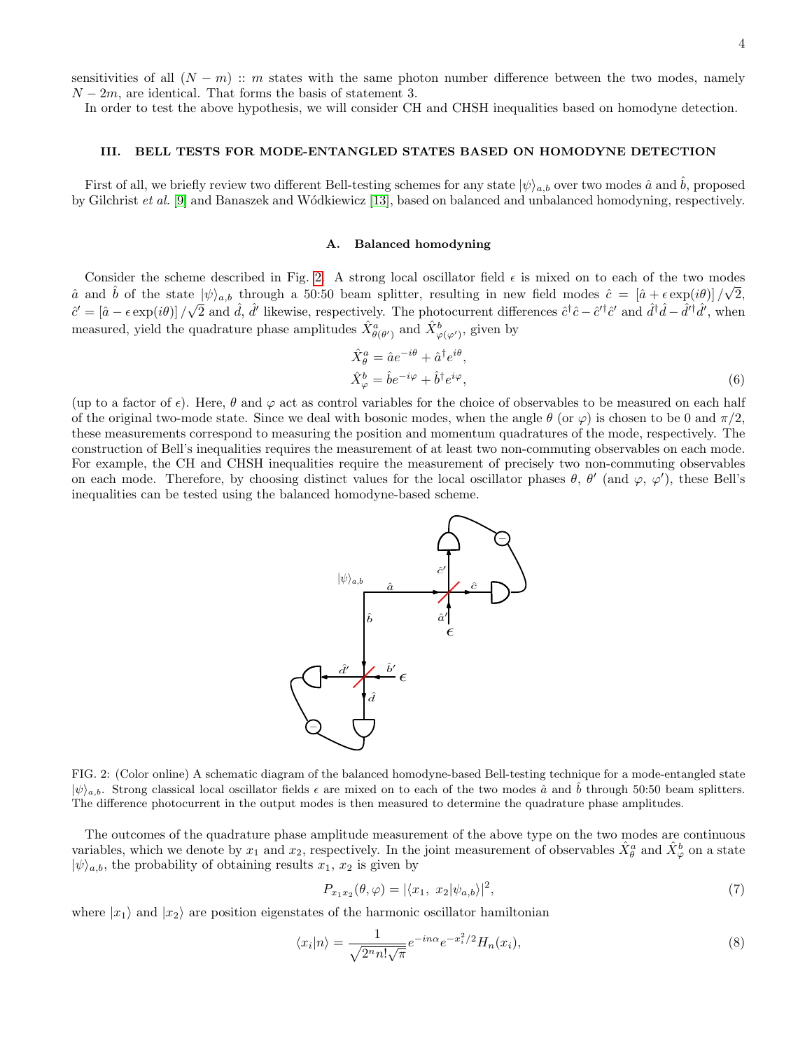sensitivities of all $(N-m)::m$ states with the same photon number difference between the two modes, namely $N-2m$, are identical. That forms the basis of statement 3.

In order to test the above hypothesis, we will consider CH and CHSH inequalities based on homodyne detection.

## III. BELL TESTS FOR MODE-ENTANGLED STATES BASED ON HOMODYNE DETECTION

First of all, we briefly review two different Bell-testing schemes for any state $|\psi\rangle_{a,b}$ over two modes $\hat{a}$ and $\hat{b}$, proposed by Gilchrist *et al.* [9] and Banaszek and Wódkiewicz [13], based on balanced and unbalanced homodyning, respectively.

### A. Balanced homodyning

Consider the scheme described in Fig. 2. A strong local oscillator field $\epsilon$ is mixed on to each of the two modes $\hat{a}$ and $\hat{b}$ of the state $|\psi\rangle_{a,b}$ through a 50:50 beam splitter, resulting in new field modes $\hat{c} = [\hat{a} + \epsilon \exp(i\theta)]/\sqrt{2}$, $\hat{c}' = [\hat{a} - \epsilon \exp(i\theta)]/\sqrt{2}$ and $\hat{d}$, $\hat{d}'$ likewise, respectively. The photocurrent differences $\hat{c}^\dagger\hat{c} - \hat{c}'^\dagger\hat{c}'$ and $\hat{d}^\dagger\hat{d} - \hat{d}'^\dagger\hat{d}'$, when measured, yield the quadrature phase amplitudes $\hat{X}^a_{\theta(\theta')}$ and $\hat{X}^b_{\varphi(\varphi')}$, given by

$$\hat{X}^a_\theta = \hat{a}e^{-i\theta} + \hat{a}^\dagger e^{i\theta},$$
$$\hat{X}^b_\varphi = \hat{b}e^{-i\varphi} + \hat{b}^\dagger e^{i\varphi}, \tag{6}$$

(up to a factor of $\epsilon$). Here, $\theta$ and $\varphi$ act as control variables for the choice of observables to be measured on each half of the original two-mode state. Since we deal with bosonic modes, when the angle $\theta$ (or $\varphi$) is chosen to be 0 and $\pi/2$, these measurements correspond to measuring the position and momentum quadratures of the mode, respectively. The construction of Bell's inequalities requires the measurement of at least two non-commuting observables on each mode. For example, the CH and CHSH inequalities require the measurement of precisely two non-commuting observables on each mode. Therefore, by choosing distinct values for the local oscillator phases $\theta$, $\theta'$ (and $\varphi$, $\varphi'$), these Bell's inequalities can be tested using the balanced homodyne-based scheme.

FIG. 2: (Color online) A schematic diagram of the balanced homodyne-based Bell-testing technique for a mode-entangled state $|\psi\rangle_{a,b}$. Strong classical local oscillator fields $\epsilon$ are mixed on to each of the two modes $\hat{a}$ and $\hat{b}$ through 50:50 beam splitters. The difference photocurrent in the output modes is then measured to determine the quadrature phase amplitudes.

The outcomes of the quadrature phase amplitude measurement of the above type on the two modes are continuous variables, which we denote by $x_1$ and $x_2$, respectively. In the joint measurement of observables $\hat{X}^a_\theta$ and $\hat{X}^b_\varphi$ on a state $|\psi\rangle_{a,b}$, the probability of obtaining results $x_1$, $x_2$ is given by

$$P_{x_1x_2}(\theta,\varphi) = |\langle x_1,\ x_2|\psi_{a,b}\rangle|^2, \tag{7}$$

where $|x_1\rangle$ and $|x_2\rangle$ are position eigenstates of the harmonic oscillator hamiltonian

$$\langle x_i|n\rangle = \frac{1}{\sqrt{2^n n!\sqrt{\pi}}} e^{-in\alpha} e^{-x_i^2/2} H_n(x_i), \tag{8}$$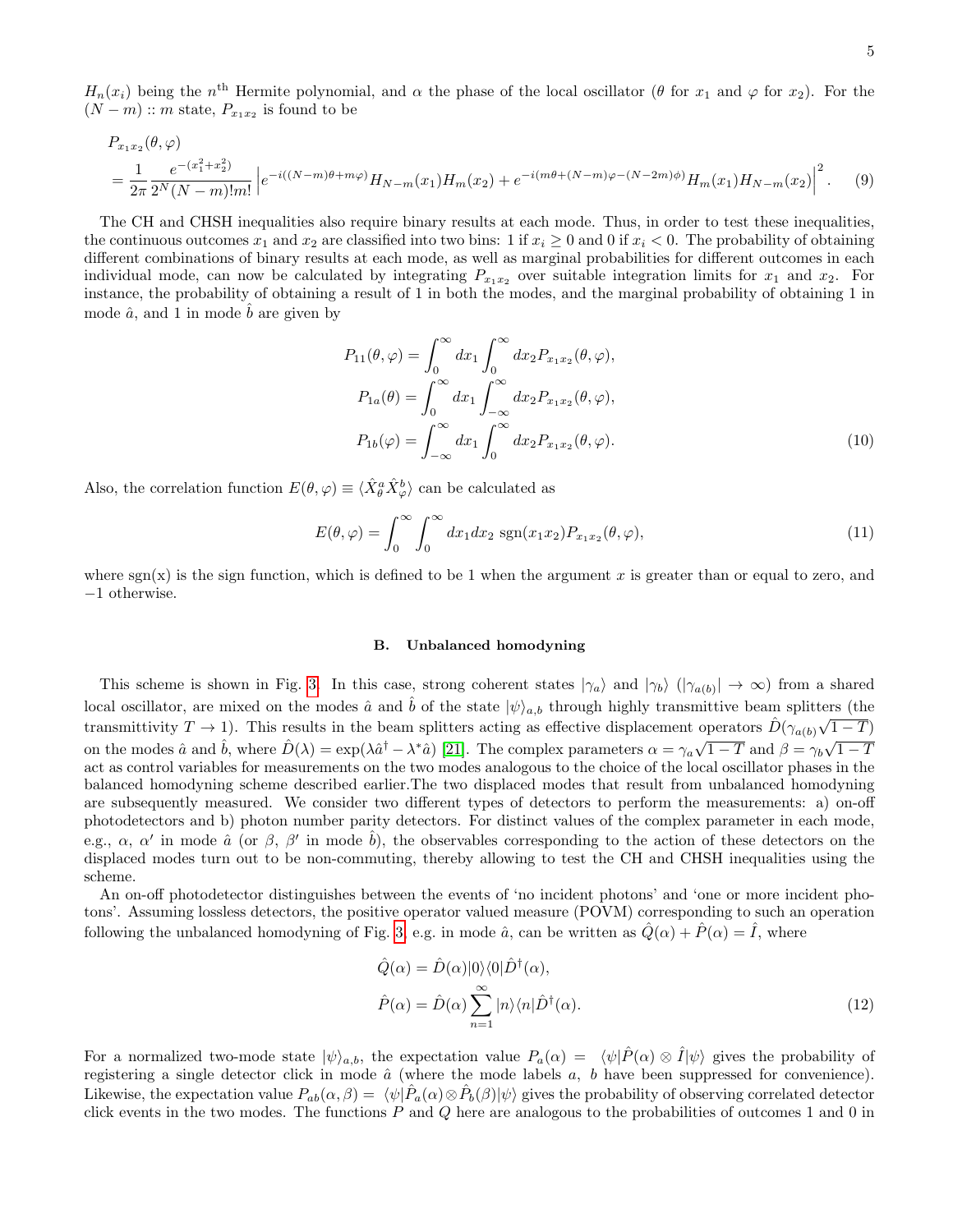$H_n(x_i)$ being the $n^{\text{th}}$ Hermite polynomial, and $\alpha$ the phase of the local oscillator ($\theta$ for $x_1$ and $\varphi$ for $x_2$). For the $(N-m) :: m$ state, $P_{x_1 x_2}$ is found to be

$$
\begin{aligned}
&P_{x_1x_2}(\theta,\varphi) \\
&= \frac{1}{2\pi}\frac{e^{-(x_1^2+x_2^2)}}{2^N(N-m)!m!}\left|e^{-i((N-m)\theta+m\varphi)}H_{N-m}(x_1)H_m(x_2)+e^{-i(m\theta+(N-m)\varphi-(N-2m)\phi)}H_m(x_1)H_{N-m}(x_2)\right|^2. \qquad (9)
\end{aligned}
$$

The CH and CHSH inequalities also require binary results at each mode. Thus, in order to test these inequalities, the continuous outcomes $x_1$ and $x_2$ are classified into two bins: 1 if $x_i \geq 0$ and 0 if $x_i < 0$. The probability of obtaining different combinations of binary results at each mode, as well as marginal probabilities for different outcomes in each individual mode, can now be calculated by integrating $P_{x_1x_2}$ over suitable integration limits for $x_1$ and $x_2$. For instance, the probability of obtaining a result of 1 in both the modes, and the marginal probability of obtaining 1 in mode $\hat{a}$, and 1 in mode $\hat{b}$ are given by

$$
\begin{aligned}
P_{11}(\theta,\varphi) &= \int_0^\infty dx_1 \int_0^\infty dx_2 P_{x_1x_2}(\theta,\varphi),\\
P_{1a}(\theta) &= \int_0^\infty dx_1 \int_{-\infty}^\infty dx_2 P_{x_1x_2}(\theta,\varphi),\\
P_{1b}(\varphi) &= \int_{-\infty}^\infty dx_1 \int_0^\infty dx_2 P_{x_1x_2}(\theta,\varphi).
\end{aligned}
\qquad (10)
$$

Also, the correlation function $E(\theta,\varphi) \equiv \langle \hat{X}^a_\theta \hat{X}^b_\varphi \rangle$ can be calculated as

$$
E(\theta,\varphi) = \int_0^\infty \int_0^\infty dx_1 dx_2 \ \text{sgn}(x_1x_2) P_{x_1x_2}(\theta,\varphi), \qquad (11)
$$

where sgn(x) is the sign function, which is defined to be 1 when the argument $x$ is greater than or equal to zero, and $-1$ otherwise.

### B. Unbalanced homodyning

This scheme is shown in Fig. 3. In this case, strong coherent states $|\gamma_a\rangle$ and $|\gamma_b\rangle$ ($|\gamma_{a(b)}| \to \infty$) from a shared local oscillator, are mixed on the modes $\hat{a}$ and $\hat{b}$ of the state $|\psi\rangle_{a,b}$ through highly transmittive beam splitters (the transmittivity $T \to 1$). This results in the beam splitters acting as effective displacement operators $\hat{D}(\gamma_{a(b)}\sqrt{1-T})$ on the modes $\hat{a}$ and $\hat{b}$, where $\hat{D}(\lambda) = \exp(\lambda \hat{a}^\dagger - \lambda^* \hat{a})$ [21]. The complex parameters $\alpha = \gamma_a\sqrt{1-T}$ and $\beta = \gamma_b\sqrt{1-T}$ act as control variables for measurements on the two modes analogous to the choice of the local oscillator phases in the balanced homodyning scheme described earlier.The two displaced modes that result from unbalanced homodyning are subsequently measured. We consider two different types of detectors to perform the measurements: a) on-off photodetectors and b) photon number parity detectors. For distinct values of the complex parameter in each mode, e.g., $\alpha$, $\alpha'$ in mode $\hat{a}$ (or $\beta$, $\beta'$ in mode $\hat{b}$), the observables corresponding to the action of these detectors on the displaced modes turn out to be non-commuting, thereby allowing to test the CH and CHSH inequalities using the scheme.

An on-off photodetector distinguishes between the events of 'no incident photons' and 'one or more incident photons'. Assuming lossless detectors, the positive operator valued measure (POVM) corresponding to such an operation following the unbalanced homodyning of Fig. 3, e.g. in mode $\hat{a}$, can be written as $\hat{Q}(\alpha) + \hat{P}(\alpha) = \hat{I}$, where

$$
\begin{aligned}
\hat{Q}(\alpha) &= \hat{D}(\alpha)|0\rangle\langle 0|\hat{D}^\dagger(\alpha),\\
\hat{P}(\alpha) &= \hat{D}(\alpha)\sum_{n=1}^{\infty}|n\rangle\langle n|\hat{D}^\dagger(\alpha).
\end{aligned}
\qquad (12)
$$

For a normalized two-mode state $|\psi\rangle_{a,b}$, the expectation value $P_a(\alpha) = \langle\psi|\hat{P}(\alpha)\otimes\hat{I}|\psi\rangle$ gives the probability of registering a single detector click in mode $\hat{a}$ (where the mode labels $a$, $b$ have been suppressed for convenience). Likewise, the expectation value $P_{ab}(\alpha,\beta) = \langle\psi|\hat{P}_a(\alpha)\otimes\hat{P}_b(\beta)|\psi\rangle$ gives the probability of observing correlated detector click events in the two modes. The functions $P$ and $Q$ here are analogous to the probabilities of outcomes 1 and 0 in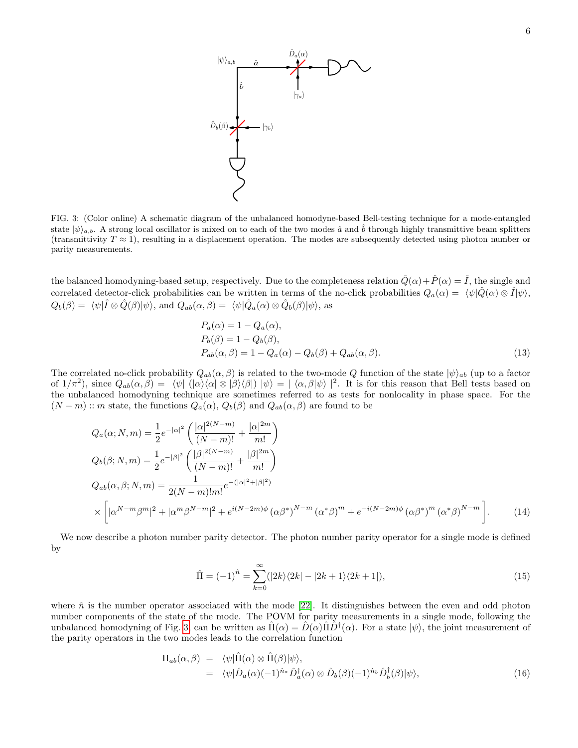FIG. 3: (Color online) A schematic diagram of the unbalanced homodyne-based Bell-testing technique for a mode-entangled state $|\psi\rangle_{a,b}$. A strong local oscillator is mixed on to each of the two modes $\hat{a}$ and $\hat{b}$ through highly transmittive beam splitters (transmittivity $T \approx 1$), resulting in a displacement operation. The modes are subsequently detected using photon number or parity measurements.

the balanced homodyning-based setup, respectively. Due to the completeness relation $\hat{Q}(\alpha)+\hat{P}(\alpha) = \hat{I}$, the single and correlated detector-click probabilities can be written in terms of the no-click probabilities $Q_a(\alpha) = \langle\psi|\hat{Q}(\alpha)\otimes\hat{I}|\psi\rangle$, $Q_b(\beta) = \langle\psi|\hat{I}\otimes\hat{Q}(\beta)|\psi\rangle$, and $Q_{ab}(\alpha,\beta) = \langle\psi|\hat{Q}_a(\alpha)\otimes\hat{Q}_b(\beta)|\psi\rangle$, as

$$
\begin{aligned}
&P_a(\alpha) = 1 - Q_a(\alpha),\\
&P_b(\beta) = 1 - Q_b(\beta),\\
&P_{ab}(\alpha,\beta) = 1 - Q_a(\alpha) - Q_b(\beta) + Q_{ab}(\alpha,\beta).
\end{aligned} \tag{13}
$$

The correlated no-click probability $Q_{ab}(\alpha,\beta)$ is related to the two-mode $Q$ function of the state $|\psi\rangle_{ab}$ (up to a factor of $1/\pi^2$), since $Q_{ab}(\alpha,\beta) = \langle\psi|\,(|\alpha\rangle\langle\alpha|\otimes|\beta\rangle\langle\beta|)\,|\psi\rangle = |\,\langle\alpha,\beta|\psi\rangle\,|^2$. It is for this reason that Bell tests based on the unbalanced homodyning technique are sometimes referred to as tests for nonlocality in phase space. For the $(N-m) :: m$ state, the functions $Q_a(\alpha)$, $Q_b(\beta)$ and $Q_{ab}(\alpha,\beta)$ are found to be

$$
\begin{aligned}
&Q_a(\alpha;N,m) = \frac{1}{2}e^{-|\alpha|^2}\left(\frac{|\alpha|^{2(N-m)}}{(N-m)!} + \frac{|\alpha|^{2m}}{m!}\right)\\
&Q_b(\beta;N,m) = \frac{1}{2}e^{-|\beta|^2}\left(\frac{|\beta|^{2(N-m)}}{(N-m)!} + \frac{|\beta|^{2m}}{m!}\right)\\
&Q_{ab}(\alpha,\beta;N,m) = \frac{1}{2(N-m)!m!}e^{-(|\alpha|^2+|\beta|^2)}\\
&\times\left[|\alpha^{N-m}\beta^m|^2 + |\alpha^m\beta^{N-m}|^2 + e^{i(N-2m)\phi}\left(\alpha\beta^*\right)^{N-m}\left(\alpha^*\beta\right)^m + e^{-i(N-2m)\phi}\left(\alpha\beta^*\right)^m\left(\alpha^*\beta\right)^{N-m}\right].
\end{aligned} \tag{14}
$$

We now describe a photon number parity detector. The photon number parity operator for a single mode is defined by

$$
\hat{\Pi} = (-1)^{\hat{n}} = \sum_{k=0}^{\infty}(|2k\rangle\langle 2k| - |2k+1\rangle\langle 2k+1|), \tag{15}
$$

where $\hat{n}$ is the number operator associated with the mode [22]. It distinguishes between the even and odd photon number components of the state of the mode. The POVM for parity measurements in a single mode, following the unbalanced homodyning of Fig. 3, can be written as $\hat{\Pi}(\alpha) = \hat{D}(\alpha)\hat{\Pi}\hat{D}^\dagger(\alpha)$. For a state $|\psi\rangle$, the joint measurement of the parity operators in the two modes leads to the correlation function

$$
\begin{aligned}
\Pi_{ab}(\alpha,\beta) &= \langle\psi|\hat{\Pi}(\alpha)\otimes\hat{\Pi}(\beta)|\psi\rangle,\\
&= \langle\psi|\hat{D}_a(\alpha)(-1)^{\hat{n}_a}\hat{D}_a^\dagger(\alpha)\otimes\hat{D}_b(\beta)(-1)^{\hat{n}_b}\hat{D}_b^\dagger(\beta)|\psi\rangle,
\end{aligned} \tag{16}
$$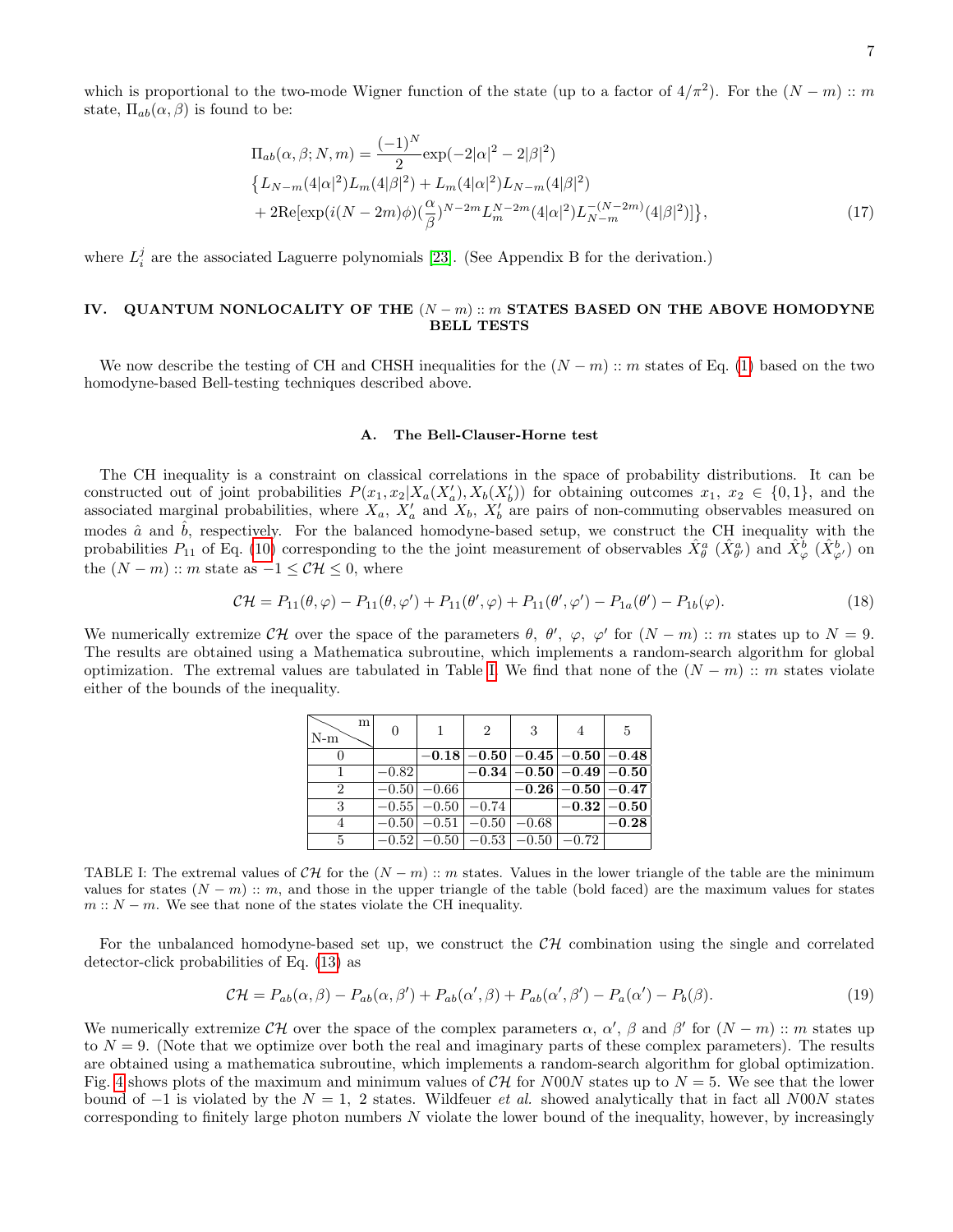which is proportional to the two-mode Wigner function of the state (up to a factor of $4/\pi^2$). For the $(N-m) :: m$ state, $\Pi_{ab}(\alpha,\beta)$ is found to be:

$$
\begin{aligned}
\Pi_{ab}(\alpha,\beta;N,m) &= \frac{(-1)^N}{2}\exp(-2|\alpha|^2-2|\beta|^2) \\
&\big\{L_{N-m}(4|\alpha|^2)L_m(4|\beta|^2)+L_m(4|\alpha|^2)L_{N-m}(4|\beta|^2) \\
&+2\mathrm{Re}[\exp(i(N-2m)\phi)(\frac{\alpha}{\beta})^{N-2m}L_m^{N-2m}(4|\alpha|^2)L_{N-m}^{-(N-2m)}(4|\beta|^2)]\big\},
\end{aligned}
\tag{17}
$$

where $L_i^j$ are the associated Laguerre polynomials [23]. (See Appendix B for the derivation.)

## IV. QUANTUM NONLOCALITY OF THE $(N-m) :: m$ STATES BASED ON THE ABOVE HOMODYNE BELL TESTS

We now describe the testing of CH and CHSH inequalities for the $(N-m) :: m$ states of Eq. (1) based on the two homodyne-based Bell-testing techniques described above.

### A. The Bell-Clauser-Horne test

The CH inequality is a constraint on classical correlations in the space of probability distributions. It can be constructed out of joint probabilities $P(x_1, x_2|X_a(X_a'), X_b(X_b'))$ for obtaining outcomes $x_1,\ x_2 \in \{0,1\}$, and the associated marginal probabilities, where $X_a$, $X_a'$ and $X_b$, $X_b'$ are pairs of non-commuting observables measured on modes $\hat{a}$ and $\hat{b}$, respectively. For the balanced homodyne-based setup, we construct the CH inequality with the probabilities $P_{11}$ of Eq. (10) corresponding to the the joint measurement of observables $\hat{X}^a_\theta$ ($\hat{X}^a_{\theta'}$) and $\hat{X}^b_\varphi$ ($\hat{X}^b_{\varphi'}$) on the $(N-m) :: m$ state as $-1 \leq \mathcal{CH} \leq 0$, where

$$
\mathcal{CH} = P_{11}(\theta,\varphi) - P_{11}(\theta,\varphi') + P_{11}(\theta',\varphi) + P_{11}(\theta',\varphi') - P_{1a}(\theta') - P_{1b}(\varphi). \tag{18}
$$

We numerically extremize $\mathcal{CH}$ over the space of the parameters $\theta,\ \theta',\ \varphi,\ \varphi'$ for $(N-m) :: m$ states up to $N=9$. The results are obtained using a Mathematica subroutine, which implements a random-search algorithm for global optimization. The extremal values are tabulated in Table I. We find that none of the $(N-m) :: m$ states violate either of the bounds of the inequality.

| N-m \ m | 0 | 1 | 2 | 3 | 4 | 5 |
|---|---|---|---|---|---|---|
| 0 | | **−0.18** | **−0.50** | **−0.45** | **−0.50** | **−0.48** |
| 1 | −0.82 | | **−0.34** | **−0.50** | **−0.49** | **−0.50** |
| 2 | −0.50 | −0.66 | | **−0.26** | **−0.50** | **−0.47** |
| 3 | −0.55 | −0.50 | −0.74 | | **−0.32** | **−0.50** |
| 4 | −0.50 | −0.51 | −0.50 | −0.68 | | **−0.28** |
| 5 | −0.52 | −0.50 | −0.53 | −0.50 | −0.72 | |

TABLE I: The extremal values of $\mathcal{CH}$ for the $(N-m) :: m$ states. Values in the lower triangle of the table are the minimum values for states $(N-m) :: m$, and those in the upper triangle of the table (bold faced) are the maximum values for states $m :: N-m$. We see that none of the states violate the CH inequality.

For the unbalanced homodyne-based set up, we construct the $\mathcal{CH}$ combination using the single and correlated detector-click probabilities of Eq. (13) as

$$
\mathcal{CH} = P_{ab}(\alpha,\beta) - P_{ab}(\alpha,\beta') + P_{ab}(\alpha',\beta) + P_{ab}(\alpha',\beta') - P_a(\alpha') - P_b(\beta). \tag{19}
$$

We numerically extremize $\mathcal{CH}$ over the space of the complex parameters $\alpha$, $\alpha'$, $\beta$ and $\beta'$ for $(N-m) :: m$ states up to $N=9$. (Note that we optimize over both the real and imaginary parts of these complex parameters). The results are obtained using a mathematica subroutine, which implements a random-search algorithm for global optimization. Fig. 4 shows plots of the maximum and minimum values of $\mathcal{CH}$ for $N00N$ states up to $N=5$. We see that the lower bound of $-1$ is violated by the $N=1$, $2$ states. Wildfeuer *et al.* showed analytically that in fact all $N00N$ states corresponding to finitely large photon numbers $N$ violate the lower bound of the inequality, however, by increasingly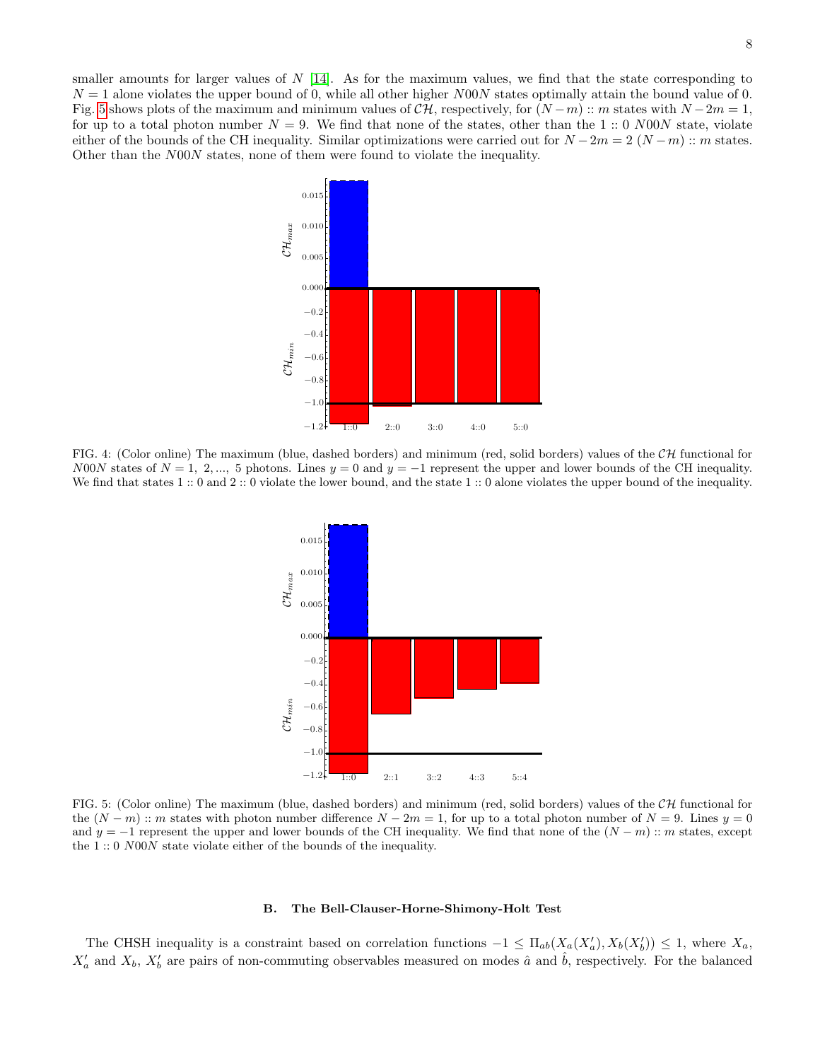smaller amounts for larger values of $N$ [14]. As for the maximum values, we find that the state corresponding to $N = 1$ alone violates the upper bound of 0, while all other higher $N00N$ states optimally attain the bound value of 0. Fig. 5 shows plots of the maximum and minimum values of $\mathcal{CH}$, respectively, for $(N-m) :: m$ states with $N-2m = 1$, for up to a total photon number $N = 9$. We find that none of the states, other than the $1 :: 0$ $N00N$ state, violate either of the bounds of the CH inequality. Similar optimizations were carried out for $N-2m = 2$ $(N-m) :: m$ states. Other than the $N00N$ states, none of them were found to violate the inequality.

FIG. 4: (Color online) The maximum (blue, dashed borders) and minimum (red, solid borders) values of the $\mathcal{CH}$ functional for $N00N$ states of $N = 1, 2, ..., 5$ photons. Lines $y = 0$ and $y = -1$ represent the upper and lower bounds of the CH inequality. We find that states $1 :: 0$ and $2 :: 0$ violate the lower bound, and the state $1 :: 0$ alone violates the upper bound of the inequality.

FIG. 5: (Color online) The maximum (blue, dashed borders) and minimum (red, solid borders) values of the $\mathcal{CH}$ functional for the $(N-m) :: m$ states with photon number difference $N - 2m = 1$, for up to a total photon number of $N = 9$. Lines $y = 0$ and $y = -1$ represent the upper and lower bounds of the CH inequality. We find that none of the $(N-m) :: m$ states, except the $1 :: 0$ $N00N$ state violate either of the bounds of the inequality.

### B. The Bell-Clauser-Horne-Shimony-Holt Test

The CHSH inequality is a constraint based on correlation functions $-1 \leq \Pi_{ab}(X_a(X'_a), X_b(X'_b)) \leq 1$, where $X_a$, $X'_a$ and $X_b$, $X'_b$ are pairs of non-commuting observables measured on modes $\hat{a}$ and $\hat{b}$, respectively. For the balanced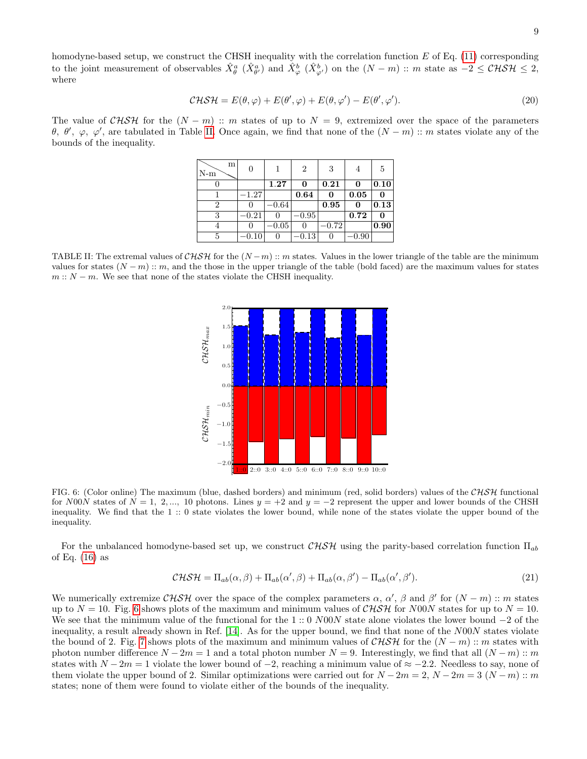homodyne-based setup, we construct the CHSH inequality with the correlation function $E$ of Eq. (11) corresponding to the joint measurement of observables $\hat{X}^a_\theta$ ($\hat{X}^a_{\theta'}$) and $\hat{X}^b_\varphi$ ($\hat{X}^b_{\varphi'}$) on the $(N-m) :: m$ state as $-2 \leq \mathcal{CHSH} \leq 2$, where

$$\mathcal{CHSH} = E(\theta, \varphi) + E(\theta', \varphi) + E(\theta, \varphi') - E(\theta', \varphi'). \tag{20}$$

The value of $\mathcal{CHSH}$ for the $(N-m) :: m$ states of up to $N = 9$, extremized over the space of the parameters $\theta$, $\theta'$, $\varphi$, $\varphi'$, are tabulated in Table II. Once again, we find that none of the $(N-m) :: m$ states violate any of the bounds of the inequality.

| N-m \ m | 0 | 1 | 2 | 3 | 4 | 5 |
|---|---|---|---|---|---|---|
| 0 | | **1.27** | **0** | **0.21** | **0** | **0.10** |
| 1 | −1.27 | | **0.64** | **0** | **0.05** | **0** |
| 2 | 0 | −0.64 | | **0.95** | **0** | **0.13** |
| 3 | −0.21 | 0 | −0.95 | | **0.72** | **0** |
| 4 | 0 | −0.05 | 0 | −0.72 | | **0.90** |
| 5 | −0.10 | 0 | −0.13 | 0 | −0.90 | |

TABLE II: The extremal values of $\mathcal{CHSH}$ for the $(N-m) :: m$ states. Values in the lower triangle of the table are the minimum values for states $(N-m) :: m$, and the those in the upper triangle of the table (bold faced) are the maximum values for states $m :: N-m$. We see that none of the states violate the CHSH inequality.

FIG. 6: (Color online) The maximum (blue, dashed borders) and minimum (red, solid borders) values of the $\mathcal{CHSH}$ functional for $N00N$ states of $N = 1,\ 2, ...,\ 10$ photons. Lines $y = +2$ and $y = -2$ represent the upper and lower bounds of the CHSH inequality. We find that the $1 :: 0$ state violates the lower bound, while none of the states violate the upper bound of the inequality.

For the unbalanced homodyne-based set up, we construct $\mathcal{CHSH}$ using the parity-based correlation function $\Pi_{ab}$ of Eq. (16) as

$$\mathcal{CHSH} = \Pi_{ab}(\alpha, \beta) + \Pi_{ab}(\alpha', \beta) + \Pi_{ab}(\alpha, \beta') - \Pi_{ab}(\alpha', \beta'). \tag{21}$$

We numerically extremize $\mathcal{CHSH}$ over the space of the complex parameters $\alpha$, $\alpha'$, $\beta$ and $\beta'$ for $(N-m) :: m$ states up to $N = 10$. Fig. 6 shows plots of the maximum and minimum values of $\mathcal{CHSH}$ for $N00N$ states for up to $N = 10$. We see that the minimum value of the functional for the $1 :: 0$ $N00N$ state alone violates the lower bound $-2$ of the inequality, a result already shown in Ref. [14]. As for the upper bound, we find that none of the $N00N$ states violate the bound of 2. Fig. 7 shows plots of the maximum and minimum values of $\mathcal{CHSH}$ for the $(N-m) :: m$ states with photon number difference $N - 2m = 1$ and a total photon number $N = 9$. Interestingly, we find that all $(N-m) :: m$ states with $N - 2m = 1$ violate the lower bound of $-2$, reaching a minimum value of $\approx -2.2$. Needless to say, none of them violate the upper bound of 2. Similar optimizations were carried out for $N - 2m = 2$, $N - 2m = 3$ $(N-m) :: m$ states; none of them were found to violate either of the bounds of the inequality.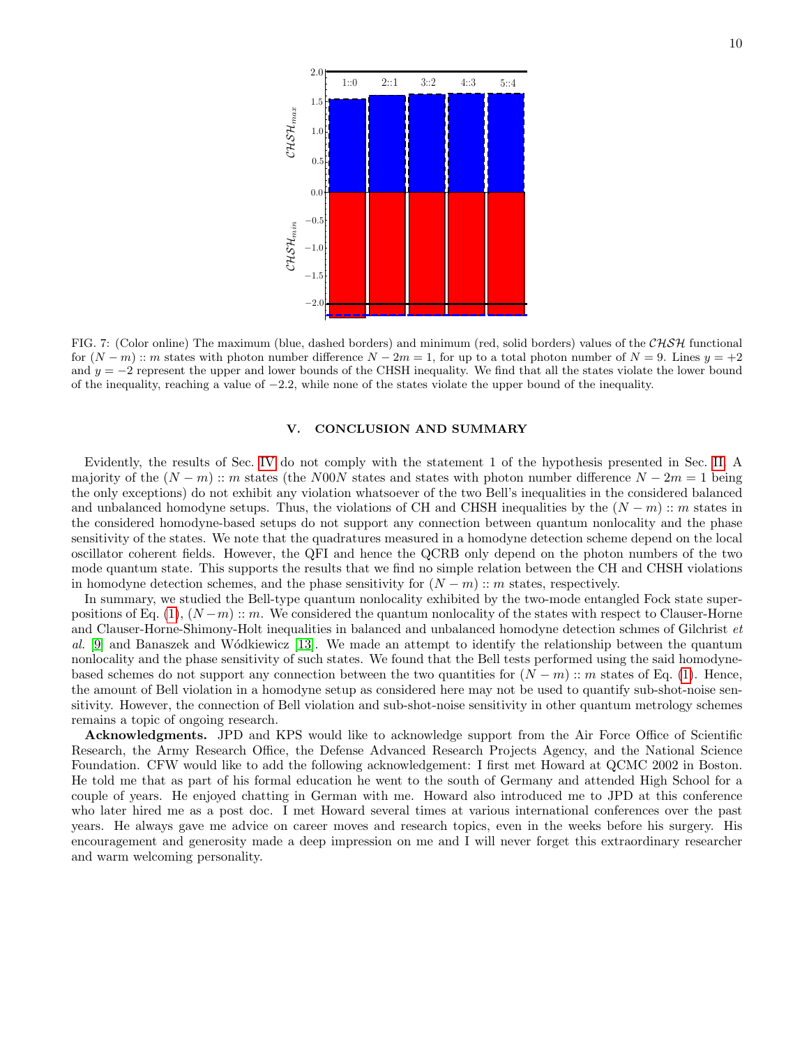FIG. 7: (Color online) The maximum (blue, dashed borders) and minimum (red, solid borders) values of the $\mathcal{CHSH}$ functional for $(N-m) :: m$ states with photon number difference $N-2m=1$, for up to a total photon number of $N=9$. Lines $y=+2$ and $y=-2$ represent the upper and lower bounds of the CHSH inequality. We find that all the states violate the lower bound of the inequality, reaching a value of $-2.2$, while none of the states violate the upper bound of the inequality.

## V. CONCLUSION AND SUMMARY

Evidently, the results of Sec. IV do not comply with the statement 1 of the hypothesis presented in Sec. II. A majority of the $(N-m) :: m$ states (the $N00N$ states and states with photon number difference $N-2m=1$ being the only exceptions) do not exhibit any violation whatsoever of the two Bell's inequalities in the considered balanced and unbalanced homodyne setups. Thus, the violations of CH and CHSH inequalities by the $(N-m) :: m$ states in the considered homodyne-based setups do not support any connection between quantum nonlocality and the phase sensitivity of the states. We note that the quadratures measured in a homodyne detection scheme depend on the local oscillator coherent fields. However, the QFI and hence the QCRB only depend on the photon numbers of the two mode quantum state. This supports the results that we find no simple relation between the CH and CHSH violations in homodyne detection schemes, and the phase sensitivity for $(N-m) :: m$ states, respectively.

In summary, we studied the Bell-type quantum nonlocality exhibited by the two-mode entangled Fock state superpositions of Eq. (1), $(N-m) :: m$. We considered the quantum nonlocality of the states with respect to Clauser-Horne and Clauser-Horne-Shimony-Holt inequalities in balanced and unbalanced homodyne detection schmes of Gilchrist *et al.* [9] and Banaszek and Wódkiewicz [13]. We made an attempt to identify the relationship between the quantum nonlocality and the phase sensitivity of such states. We found that the Bell tests performed using the said homodyne-based schemes do not support any connection between the two quantities for $(N-m) :: m$ states of Eq. (1). Hence, the amount of Bell violation in a homodyne setup as considered here may not be used to quantify sub-shot-noise sensitivity. However, the connection of Bell violation and sub-shot-noise sensitivity in other quantum metrology schemes remains a topic of ongoing research.

**Acknowledgments.** JPD and KPS would like to acknowledge support from the Air Force Office of Scientific Research, the Army Research Office, the Defense Advanced Research Projects Agency, and the National Science Foundation. CFW would like to add the following acknowledgement: I first met Howard at QCMC 2002 in Boston. He told me that as part of his formal education he went to the south of Germany and attended High School for a couple of years. He enjoyed chatting in German with me. Howard also introduced me to JPD at this conference who later hired me as a post doc. I met Howard several times at various international conferences over the past years. He always gave me advice on career moves and research topics, even in the weeks before his surgery. His encouragement and generosity made a deep impression on me and I will never forget this extraordinary researcher and warm welcoming personality.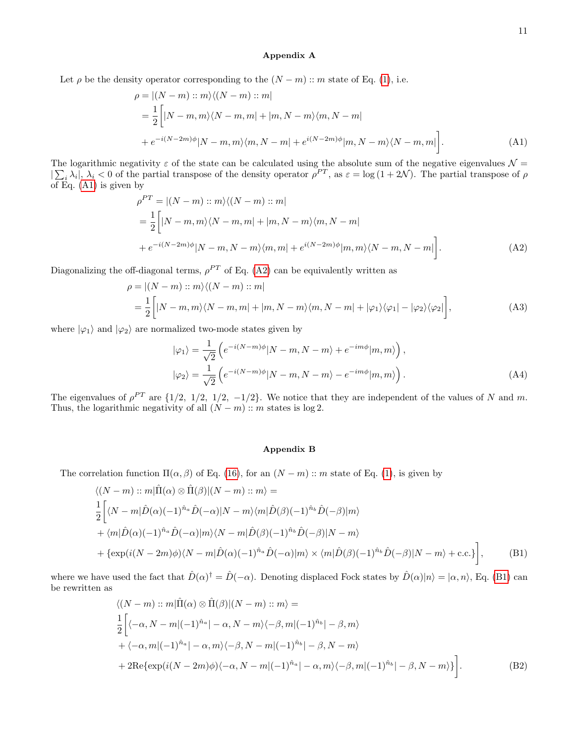### Appendix A

Let $\rho$ be the density operator corresponding to the $(N-m) :: m$ state of Eq. (1), i.e.

$$
\begin{aligned}
\rho &= |(N-m) :: m\rangle\langle(N-m) :: m| \\
&= \frac{1}{2}\Bigg[|N-m, m\rangle\langle N-m, m| + |m, N-m\rangle\langle m, N-m| \\
&+ e^{-i(N-2m)\phi}|N-m, m\rangle\langle m, N-m| + e^{i(N-2m)\phi}|m, N-m\rangle\langle N-m, m|\Bigg]. \qquad \text{(A1)}
\end{aligned}
$$

The logarithmic negativity $\varepsilon$ of the state can be calculated using the absolute sum of the negative eigenvalues $\mathcal{N} = |\sum_i \lambda_i|$, $\lambda_i < 0$ of the partial transpose of the density operator $\rho^{PT}$, as $\varepsilon = \log(1+2\mathcal{N})$. The partial transpose of $\rho$ of Eq. (A1) is given by

$$
\begin{aligned}
\rho^{PT} &= |(N-m) :: m\rangle\langle(N-m) :: m| \\
&= \frac{1}{2}\Bigg[|N-m, m\rangle\langle N-m, m| + |m, N-m\rangle\langle m, N-m| \\
&+ e^{-i(N-2m)\phi}|N-m, N-m\rangle\langle m, m| + e^{i(N-2m)\phi}|m, m\rangle\langle N-m, N-m|\Bigg]. \qquad \text{(A2)}
\end{aligned}
$$

Diagonalizing the off-diagonal terms, $\rho^{PT}$ of Eq. (A2) can be equivalently written as

$$
\begin{aligned}
\rho &= |(N-m) :: m\rangle\langle(N-m) :: m| \\
&= \frac{1}{2}\Bigg[|N-m, m\rangle\langle N-m, m| + |m, N-m\rangle\langle m, N-m| + |\varphi_1\rangle\langle\varphi_1| - |\varphi_2\rangle\langle\varphi_2|\Bigg], \qquad \text{(A3)}
\end{aligned}
$$

where $|\varphi_1\rangle$ and $|\varphi_2\rangle$ are normalized two-mode states given by

$$
\begin{aligned}
|\varphi_1\rangle &= \frac{1}{\sqrt{2}}\left(e^{-i(N-m)\phi}|N-m, N-m\rangle + e^{-im\phi}|m, m\rangle\right), \\
|\varphi_2\rangle &= \frac{1}{\sqrt{2}}\left(e^{-i(N-m)\phi}|N-m, N-m\rangle - e^{-im\phi}|m, m\rangle\right). \qquad \text{(A4)}
\end{aligned}
$$

The eigenvalues of $\rho^{PT}$ are $\{1/2,\ 1/2,\ 1/2,\ -1/2\}$. We notice that they are independent of the values of $N$ and $m$. Thus, the logarithmic negativity of all $(N-m) :: m$ states is $\log 2$.

### Appendix B

The correlation function $\Pi(\alpha, \beta)$ of Eq. (16), for an $(N-m) :: m$ state of Eq. (1), is given by

$$
\begin{aligned}
&\langle(N-m) :: m|\hat{\Pi}(\alpha)\otimes\hat{\Pi}(\beta)|(N-m) :: m\rangle = \\
&\frac{1}{2}\Bigg[\langle N-m|\hat{D}(\alpha)(-1)^{\hat{n}_a}\hat{D}(-\alpha)|N-m\rangle\langle m|\hat{D}(\beta)(-1)^{\hat{n}_b}\hat{D}(-\beta)|m\rangle \\
&+ \langle m|\hat{D}(\alpha)(-1)^{\hat{n}_a}\hat{D}(-\alpha)|m\rangle\langle N-m|\hat{D}(\beta)(-1)^{\hat{n}_b}\hat{D}(-\beta)|N-m\rangle \\
&+ \{\exp(i(N-2m)\phi)\langle N-m|\hat{D}(\alpha)(-1)^{\hat{n}_a}\hat{D}(-\alpha)|m\rangle \times \langle m|\hat{D}(\beta)(-1)^{\hat{n}_b}\hat{D}(-\beta)|N-m\rangle + \text{c.c.}\}\Bigg], \qquad \text{(B1)}
\end{aligned}
$$

where we have used the fact that $\hat{D}(\alpha)^\dagger = \hat{D}(-\alpha)$. Denoting displaced Fock states by $\hat{D}(\alpha)|n\rangle = |\alpha, n\rangle$, Eq. (B1) can be rewritten as

$$
\begin{aligned}
&\langle(N-m) :: m|\hat{\Pi}(\alpha)\otimes\hat{\Pi}(\beta)|(N-m) :: m\rangle = \\
&\frac{1}{2}\Bigg[\langle -\alpha, N-m|(-1)^{\hat{n}_a}|-\alpha, N-m\rangle\langle -\beta, m|(-1)^{\hat{n}_b}|-\beta, m\rangle \\
&+ \langle -\alpha, m|(-1)^{\hat{n}_a}|-\alpha, m\rangle\langle -\beta, N-m|(-1)^{\hat{n}_b}|-\beta, N-m\rangle \\
&+ 2\mathrm{Re}\{\exp(i(N-2m)\phi)\langle -\alpha, N-m|(-1)^{\hat{n}_a}|-\alpha, m\rangle\langle -\beta, m|(-1)^{\hat{n}_b}|-\beta, N-m\rangle\}\Bigg]. \qquad \text{(B2)}
\end{aligned}
$$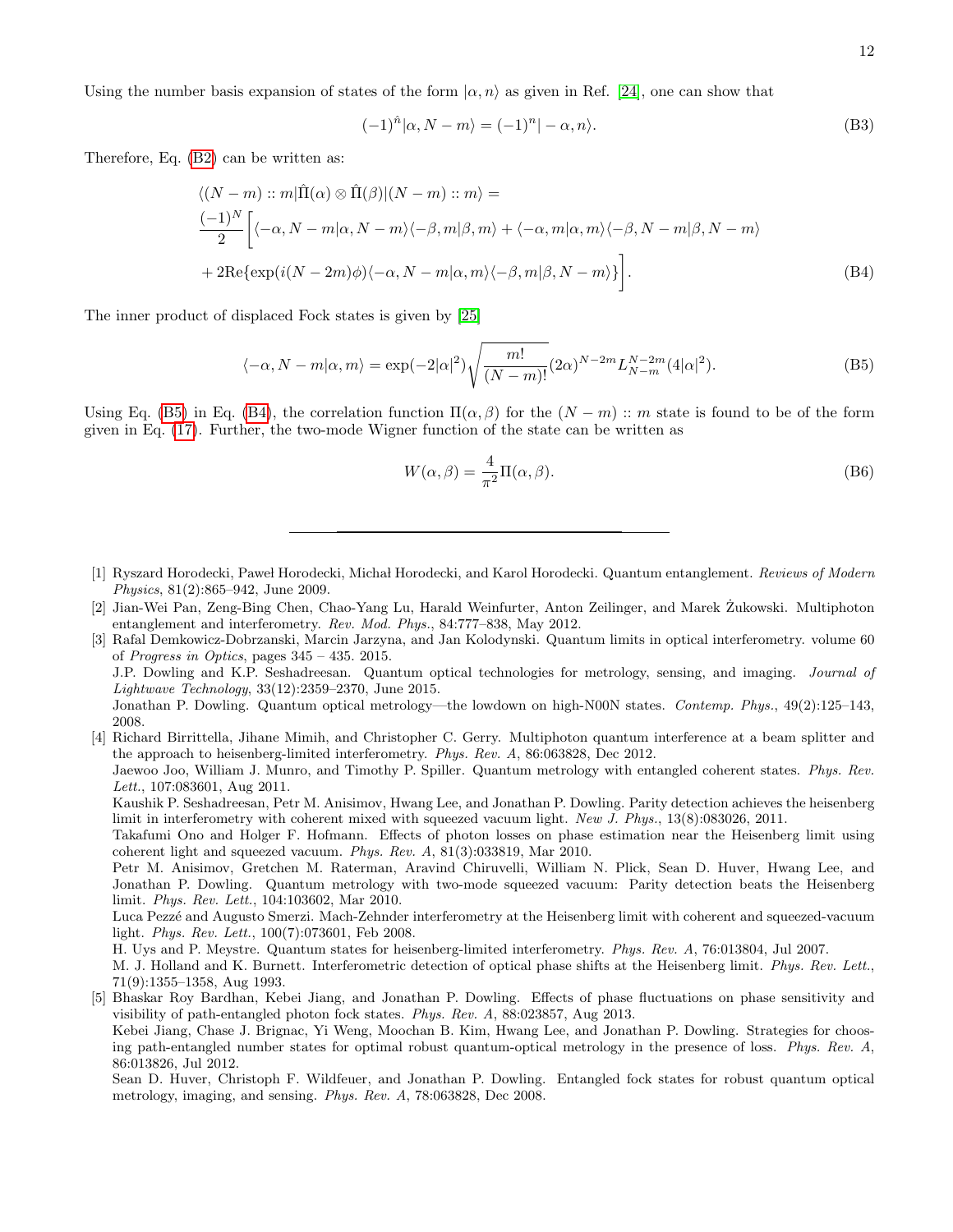Using the number basis expansion of states of the form $|\alpha, n\rangle$ as given in Ref. [24], one can show that

$$(-1)^{\hat{n}}|\alpha, N-m\rangle = (-1)^n|-\alpha, n\rangle. \tag{B3}$$

Therefore, Eq. (B2) can be written as:

$$\begin{aligned}
&\langle (N-m) :: m|\hat{\Pi}(\alpha)\otimes\hat{\Pi}(\beta)|(N-m) :: m\rangle = \\
&\frac{(-1)^N}{2}\bigg[\langle -\alpha, N-m|\alpha, N-m\rangle\langle -\beta, m|\beta, m\rangle + \langle -\alpha, m|\alpha, m\rangle\langle -\beta, N-m|\beta, N-m\rangle \\
&+ 2\mathrm{Re}\{\exp(i(N-2m)\phi)\langle -\alpha, N-m|\alpha, m\rangle\langle -\beta, m|\beta, N-m\rangle\}\bigg].
\end{aligned} \tag{B4}$$

The inner product of displaced Fock states is given by [25]

$$\langle -\alpha, N-m|\alpha, m\rangle = \exp(-2|\alpha|^2)\sqrt{\frac{m!}{(N-m)!}}(2\alpha)^{N-2m}L_{N-m}^{N-2m}(4|\alpha|^2). \tag{B5}$$

Using Eq. (B5) in Eq. (B4), the correlation function $\Pi(\alpha, \beta)$ for the $(N-m) :: m$ state is found to be of the form given in Eq. (17). Further, the two-mode Wigner function of the state can be written as

$$W(\alpha, \beta) = \frac{4}{\pi^2}\Pi(\alpha, \beta). \tag{B6}$$

---

[1] Ryszard Horodecki, Paweł Horodecki, Michał Horodecki, and Karol Horodecki. Quantum entanglement. *Reviews of Modern Physics*, 81(2):865–942, June 2009.

[2] Jian-Wei Pan, Zeng-Bing Chen, Chao-Yang Lu, Harald Weinfurter, Anton Zeilinger, and Marek Żukowski. Multiphoton entanglement and interferometry. *Rev. Mod. Phys.*, 84:777–838, May 2012.

[3] Rafal Demkowicz-Dobrzanski, Marcin Jarzyna, and Jan Kolodynski. Quantum limits in optical interferometry. volume 60 of *Progress in Optics*, pages 345 – 435. 2015.
J.P. Dowling and K.P. Seshadreesan. Quantum optical technologies for metrology, sensing, and imaging. *Journal of Lightwave Technology*, 33(12):2359–2370, June 2015.
Jonathan P. Dowling. Quantum optical metrology—the lowdown on high-N00N states. *Contemp. Phys.*, 49(2):125–143, 2008.

[4] Richard Birrittella, Jihane Mimih, and Christopher C. Gerry. Multiphoton quantum interference at a beam splitter and the approach to heisenberg-limited interferometry. *Phys. Rev. A*, 86:063828, Dec 2012.
Jaewoo Joo, William J. Munro, and Timothy P. Spiller. Quantum metrology with entangled coherent states. *Phys. Rev. Lett.*, 107:083601, Aug 2011.
Kaushik P. Seshadreesan, Petr M. Anisimov, Hwang Lee, and Jonathan P. Dowling. Parity detection achieves the heisenberg limit in interferometry with coherent mixed with squeezed vacuum light. *New J. Phys.*, 13(8):083026, 2011.
Takafumi Ono and Holger F. Hofmann. Effects of photon losses on phase estimation near the Heisenberg limit using coherent light and squeezed vacuum. *Phys. Rev. A*, 81(3):033819, Mar 2010.
Petr M. Anisimov, Gretchen M. Raterman, Aravind Chiruvelli, William N. Plick, Sean D. Huver, Hwang Lee, and Jonathan P. Dowling. Quantum metrology with two-mode squeezed vacuum: Parity detection beats the Heisenberg limit. *Phys. Rev. Lett.*, 104:103602, Mar 2010.
Luca Pezzé and Augusto Smerzi. Mach-Zehnder interferometry at the Heisenberg limit with coherent and squeezed-vacuum light. *Phys. Rev. Lett.*, 100(7):073601, Feb 2008.
H. Uys and P. Meystre. Quantum states for heisenberg-limited interferometry. *Phys. Rev. A*, 76:013804, Jul 2007.
M. J. Holland and K. Burnett. Interferometric detection of optical phase shifts at the Heisenberg limit. *Phys. Rev. Lett.*, 71(9):1355–1358, Aug 1993.

[5] Bhaskar Roy Bardhan, Kebei Jiang, and Jonathan P. Dowling. Effects of phase fluctuations on phase sensitivity and visibility of path-entangled photon Fock states. *Phys. Rev. A*, 88:023857, Aug 2013.
Kebei Jiang, Chase J. Brignac, Yi Weng, Moochan B. Kim, Hwang Lee, and Jonathan P. Dowling. Strategies for choosing path-entangled number states for optimal robust quantum-optical metrology in the presence of loss. *Phys. Rev. A*, 86:013826, Jul 2012.
Sean D. Huver, Christoph F. Wildfeuer, and Jonathan P. Dowling. Entangled fock states for robust quantum optical metrology, imaging, and sensing. *Phys. Rev. A*, 78:063828, Dec 2008.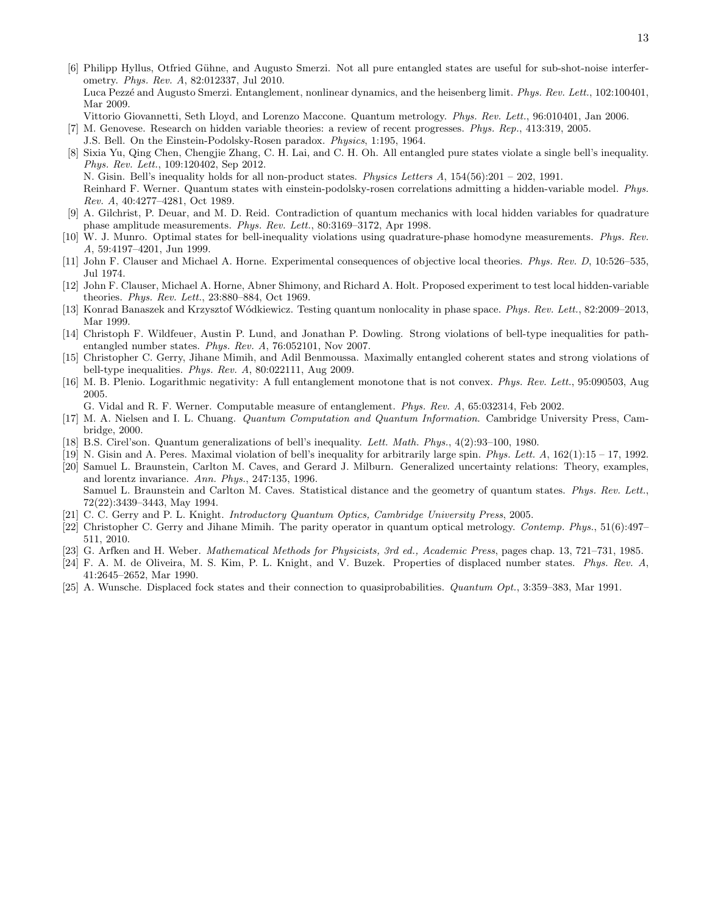[6] Philipp Hyllus, Otfried Gühne, and Augusto Smerzi. Not all pure entangled states are useful for sub-shot-noise interferometry. *Phys. Rev. A*, 82:012337, Jul 2010.
Luca Pezzé and Augusto Smerzi. Entanglement, nonlinear dynamics, and the heisenberg limit. *Phys. Rev. Lett.*, 102:100401, Mar 2009.
Vittorio Giovannetti, Seth Lloyd, and Lorenzo Maccone. Quantum metrology. *Phys. Rev. Lett.*, 96:010401, Jan 2006.

[7] M. Genovese. Research on hidden variable theories: a review of recent progresses. *Phys. Rep.*, 413:319, 2005.
J.S. Bell. On the Einstein-Podolsky-Rosen paradox. *Physics*, 1:195, 1964.

[8] Sixia Yu, Qing Chen, Chengjie Zhang, C. H. Lai, and C. H. Oh. All entangled pure states violate a single bell's inequality. *Phys. Rev. Lett.*, 109:120402, Sep 2012.
N. Gisin. Bell's inequality holds for all non-product states. *Physics Letters A*, 154(56):201 – 202, 1991.
Reinhard F. Werner. Quantum states with einstein-podolsky-rosen correlations admitting a hidden-variable model. *Phys. Rev. A*, 40:4277–4281, Oct 1989.

[9] A. Gilchrist, P. Deuar, and M. D. Reid. Contradiction of quantum mechanics with local hidden variables for quadrature phase amplitude measurements. *Phys. Rev. Lett.*, 80:3169–3172, Apr 1998.

[10] W. J. Munro. Optimal states for bell-inequality violations using quadrature-phase homodyne measurements. *Phys. Rev. A*, 59:4197–4201, Jun 1999.

[11] John F. Clauser and Michael A. Horne. Experimental consequences of objective local theories. *Phys. Rev. D*, 10:526–535, Jul 1974.

[12] John F. Clauser, Michael A. Horne, Abner Shimony, and Richard A. Holt. Proposed experiment to test local hidden-variable theories. *Phys. Rev. Lett.*, 23:880–884, Oct 1969.

[13] Konrad Banaszek and Krzysztof Wódkiewicz. Testing quantum nonlocality in phase space. *Phys. Rev. Lett.*, 82:2009–2013, Mar 1999.

[14] Christoph F. Wildfeuer, Austin P. Lund, and Jonathan P. Dowling. Strong violations of bell-type inequalities for path-entangled number states. *Phys. Rev. A*, 76:052101, Nov 2007.

[15] Christopher C. Gerry, Jihane Mimih, and Adil Benmoussa. Maximally entangled coherent states and strong violations of bell-type inequalities. *Phys. Rev. A*, 80:022111, Aug 2009.

[16] M. B. Plenio. Logarithmic negativity: A full entanglement monotone that is not convex. *Phys. Rev. Lett.*, 95:090503, Aug 2005.
G. Vidal and R. F. Werner. Computable measure of entanglement. *Phys. Rev. A*, 65:032314, Feb 2002.

[17] M. A. Nielsen and I. L. Chuang. *Quantum Computation and Quantum Information*. Cambridge University Press, Cambridge, 2000.

[18] B.S. Cirel'son. Quantum generalizations of bell's inequality. *Lett. Math. Phys.*, 4(2):93–100, 1980.

[19] N. Gisin and A. Peres. Maximal violation of bell's inequality for arbitrarily large spin. *Phys. Lett. A*, 162(1):15 – 17, 1992.

[20] Samuel L. Braunstein, Carlton M. Caves, and Gerard J. Milburn. Generalized uncertainty relations: Theory, examples, and lorentz invariance. *Ann. Phys.*, 247:135, 1996.
Samuel L. Braunstein and Carlton M. Caves. Statistical distance and the geometry of quantum states. *Phys. Rev. Lett.*, 72(22):3439–3443, May 1994.

[21] C. C. Gerry and P. L. Knight. *Introductory Quantum Optics, Cambridge University Press*, 2005.

[22] Christopher C. Gerry and Jihane Mimih. The parity operator in quantum optical metrology. *Contemp. Phys.*, 51(6):497–511, 2010.

[23] G. Arfken and H. Weber. *Mathematical Methods for Physicists, 3rd ed., Academic Press*, pages chap. 13, 721–731, 1985.

[24] F. A. M. de Oliveira, M. S. Kim, P. L. Knight, and V. Buzek. Properties of displaced number states. *Phys. Rev. A*, 41:2645–2652, Mar 1990.

[25] A. Wunsche. Displaced fock states and their connection to quasiprobabilities. *Quantum Opt.*, 3:359–383, Mar 1991.